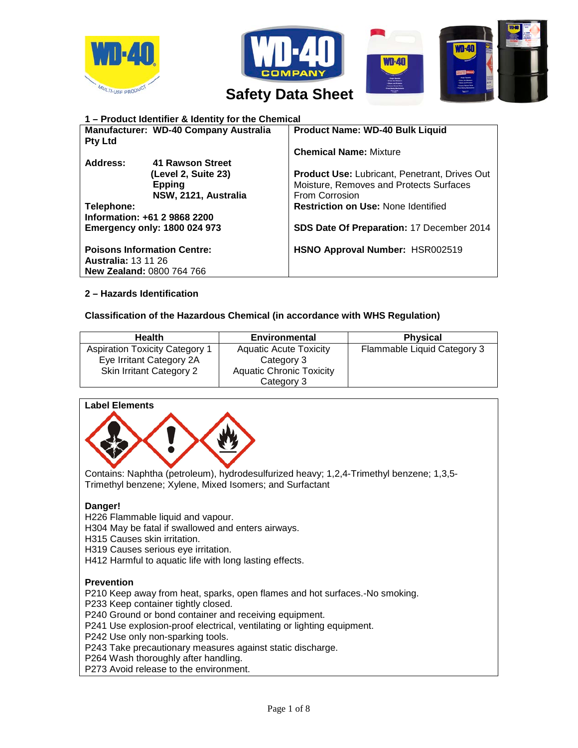# Safety Data Sheet

## 1 – Product Identifier & Identity for the Chemical

| Manufacturer | Product |
|---|---|
| **Manufacturer: WD-40 Company Australia Pty Ltd** | **Product Name: WD-40 Bulk Liquid** |
| **Address:** 41 Rawson Street (Level 2, Suite 23) Epping NSW, 2121, Australia | **Chemical Name:** Mixture |
| **Telephone:** | **Product Use:** Lubricant, Penetrant, Drives Out Moisture, Removes and Protects Surfaces From Corrosion |
| **Information: +61 2 9868 2200** | **Restriction on Use:** None Identified |
| **Emergency only: 1800 024 973** | **SDS Date Of Preparation:** 17 December 2014 |
| **Poisons Information Centre:** **Australia:** 13 11 26 **New Zealand:** 0800 764 766 | **HSNO Approval Number:** HSR002519 |

## 2 – Hazards Identification

**Classification of the Hazardous Chemical (in accordance with WHS Regulation)**

| Health | Environmental | Physical |
|---|---|---|
| Aspiration Toxicity Category 1<br>Eye Irritant Category 2A<br>Skin Irritant Category 2 | Aquatic Acute Toxicity Category 3<br>Aquatic Chronic Toxicity Category 3 | Flammable Liquid Category 3 |

**Label Elements**

Contains: Naphtha (petroleum), hydrodesulfurized heavy; 1,2,4-Trimethyl benzene; 1,3,5-Trimethyl benzene; Xylene, Mixed Isomers; and Surfactant

**Danger!**

H226 Flammable liquid and vapour.
H304 May be fatal if swallowed and enters airways.
H315 Causes skin irritation.
H319 Causes serious eye irritation.
H412 Harmful to aquatic life with long lasting effects.

**Prevention**

P210 Keep away from heat, sparks, open flames and hot surfaces.-No smoking.
P233 Keep container tightly closed.
P240 Ground or bond container and receiving equipment.
P241 Use explosion-proof electrical, ventilating or lighting equipment.
P242 Use only non-sparking tools.
P243 Take precautionary measures against static discharge.
P264 Wash thoroughly after handling.
P273 Avoid release to the environment.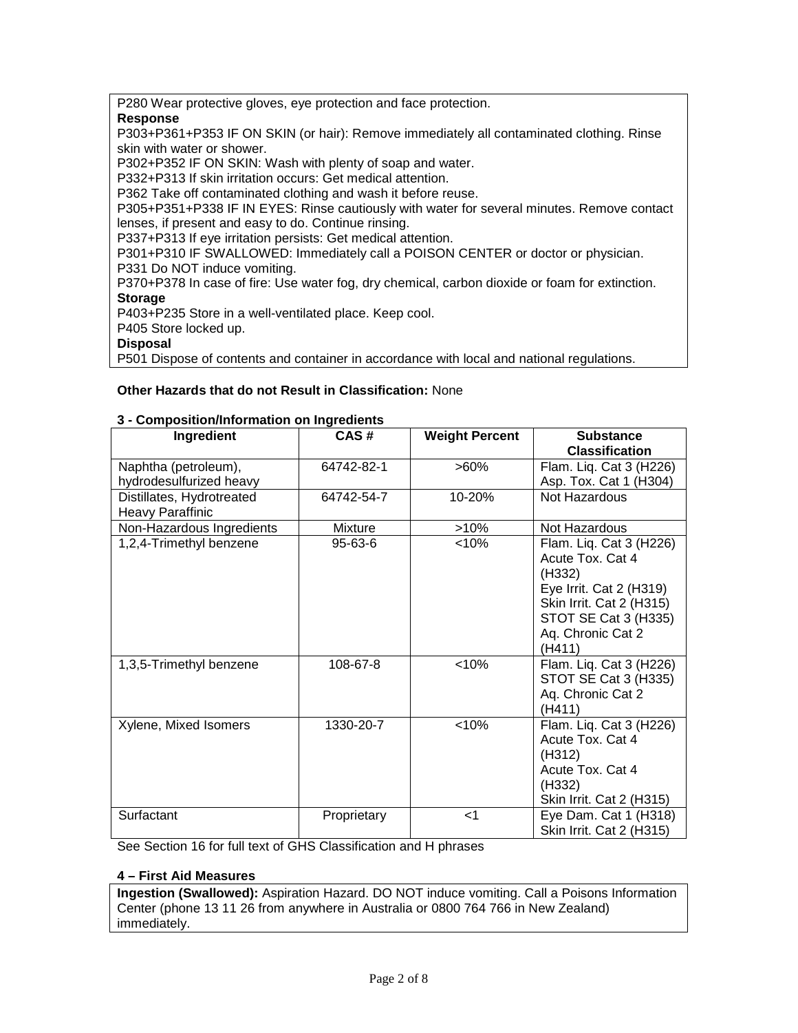P280 Wear protective gloves, eye protection and face protection.

**Response**

P303+P361+P353 IF ON SKIN (or hair): Remove immediately all contaminated clothing. Rinse skin with water or shower.

P302+P352 IF ON SKIN: Wash with plenty of soap and water.

P332+P313 If skin irritation occurs: Get medical attention.

P362 Take off contaminated clothing and wash it before reuse.

P305+P351+P338 IF IN EYES: Rinse cautiously with water for several minutes. Remove contact lenses, if present and easy to do. Continue rinsing.

P337+P313 If eye irritation persists: Get medical attention.

P301+P310 IF SWALLOWED: Immediately call a POISON CENTER or doctor or physician.

P331 Do NOT induce vomiting.

P370+P378 In case of fire: Use water fog, dry chemical, carbon dioxide or foam for extinction.

**Storage**

P403+P235 Store in a well-ventilated place. Keep cool.

P405 Store locked up.

**Disposal**

P501 Dispose of contents and container in accordance with local and national regulations.

**Other Hazards that do not Result in Classification:** None

## 3 - Composition/Information on Ingredients

| Ingredient | CAS # | Weight Percent | Substance Classification |
|---|---|---|---|
| Naphtha (petroleum), hydrodesulfurized heavy | 64742-82-1 | >60% | Flam. Liq. Cat 3 (H226)<br>Asp. Tox. Cat 1 (H304) |
| Distillates, Hydrotreated Heavy Paraffinic | 64742-54-7 | 10-20% | Not Hazardous |
| Non-Hazardous Ingredients | Mixture | >10% | Not Hazardous |
| 1,2,4-Trimethyl benzene | 95-63-6 | <10% | Flam. Liq. Cat 3 (H226)<br>Acute Tox. Cat 4 (H332)<br>Eye Irrit. Cat 2 (H319)<br>Skin Irrit. Cat 2 (H315)<br>STOT SE Cat 3 (H335)<br>Aq. Chronic Cat 2 (H411) |
| 1,3,5-Trimethyl benzene | 108-67-8 | <10% | Flam. Liq. Cat 3 (H226)<br>STOT SE Cat 3 (H335)<br>Aq. Chronic Cat 2 (H411) |
| Xylene, Mixed Isomers | 1330-20-7 | <10% | Flam. Liq. Cat 3 (H226)<br>Acute Tox. Cat 4 (H312)<br>Acute Tox. Cat 4 (H332)<br>Skin Irrit. Cat 2 (H315) |
| Surfactant | Proprietary | <1 | Eye Dam. Cat 1 (H318)<br>Skin Irrit. Cat 2 (H315) |

See Section 16 for full text of GHS Classification and H phrases

## 4 – First Aid Measures

**Ingestion (Swallowed):** Aspiration Hazard. DO NOT induce vomiting. Call a Poisons Information Center (phone 13 11 26 from anywhere in Australia or 0800 764 766 in New Zealand) immediately.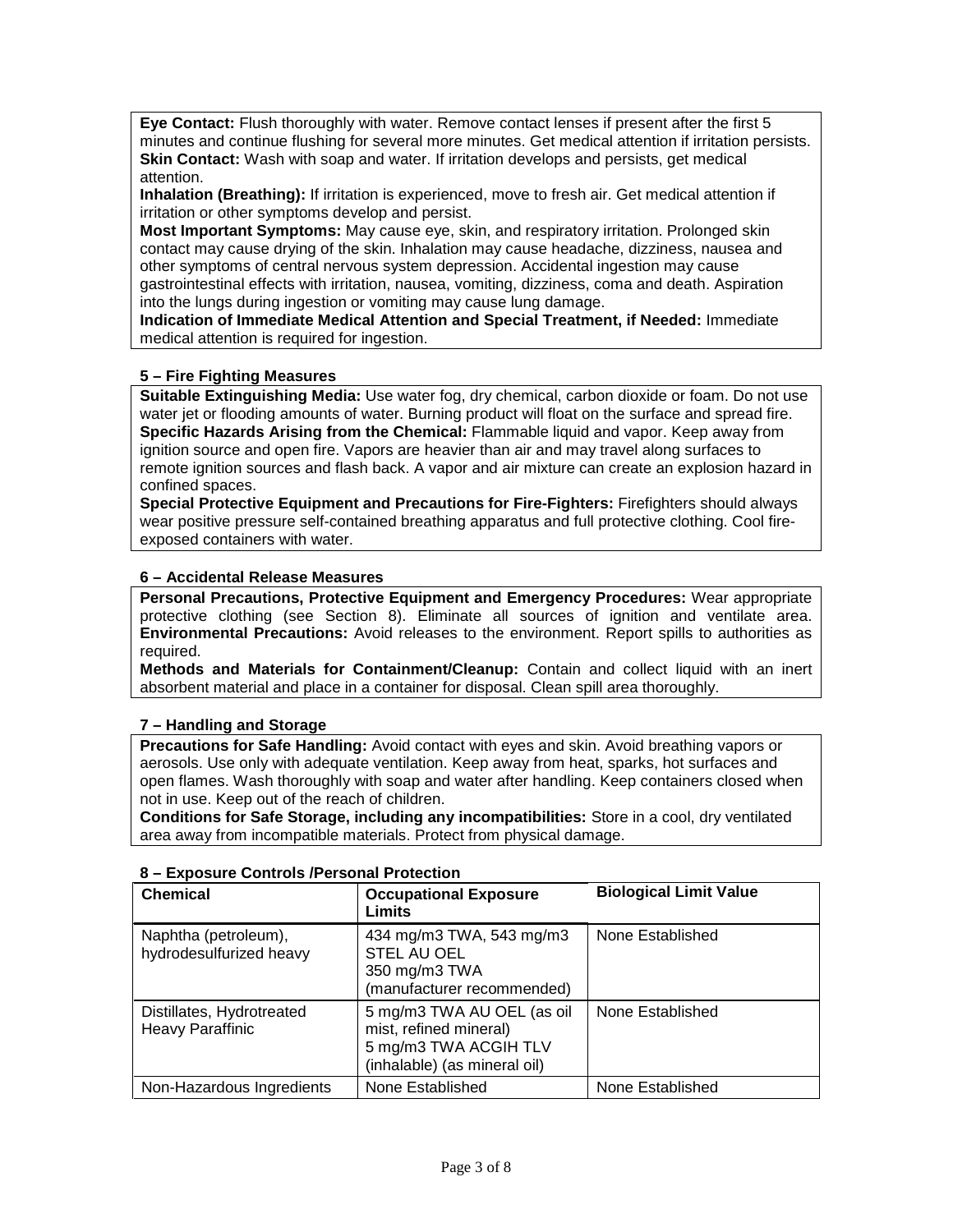**Eye Contact:** Flush thoroughly with water. Remove contact lenses if present after the first 5 minutes and continue flushing for several more minutes. Get medical attention if irritation persists.
**Skin Contact:** Wash with soap and water. If irritation develops and persists, get medical attention.
**Inhalation (Breathing):** If irritation is experienced, move to fresh air. Get medical attention if irritation or other symptoms develop and persist.
**Most Important Symptoms:** May cause eye, skin, and respiratory irritation. Prolonged skin contact may cause drying of the skin. Inhalation may cause headache, dizziness, nausea and other symptoms of central nervous system depression. Accidental ingestion may cause gastrointestinal effects with irritation, nausea, vomiting, dizziness, coma and death. Aspiration into the lungs during ingestion or vomiting may cause lung damage.
**Indication of Immediate Medical Attention and Special Treatment, if Needed:** Immediate medical attention is required for ingestion.

## 5 – Fire Fighting Measures

**Suitable Extinguishing Media:** Use water fog, dry chemical, carbon dioxide or foam. Do not use water jet or flooding amounts of water. Burning product will float on the surface and spread fire.
**Specific Hazards Arising from the Chemical:** Flammable liquid and vapor. Keep away from ignition source and open fire. Vapors are heavier than air and may travel along surfaces to remote ignition sources and flash back. A vapor and air mixture can create an explosion hazard in confined spaces.
**Special Protective Equipment and Precautions for Fire-Fighters:** Firefighters should always wear positive pressure self-contained breathing apparatus and full protective clothing. Cool fire-exposed containers with water.

## 6 – Accidental Release Measures

**Personal Precautions, Protective Equipment and Emergency Procedures:** Wear appropriate protective clothing (see Section 8). Eliminate all sources of ignition and ventilate area.
**Environmental Precautions:** Avoid releases to the environment. Report spills to authorities as required.
**Methods and Materials for Containment/Cleanup:** Contain and collect liquid with an inert absorbent material and place in a container for disposal. Clean spill area thoroughly.

## 7 – Handling and Storage

**Precautions for Safe Handling:** Avoid contact with eyes and skin. Avoid breathing vapors or aerosols. Use only with adequate ventilation. Keep away from heat, sparks, hot surfaces and open flames. Wash thoroughly with soap and water after handling. Keep containers closed when not in use. Keep out of the reach of children.
**Conditions for Safe Storage, including any incompatibilities:** Store in a cool, dry ventilated area away from incompatible materials. Protect from physical damage.

## 8 – Exposure Controls /Personal Protection

| Chemical | Occupational Exposure Limits | Biological Limit Value |
|---|---|---|
| Naphtha (petroleum), hydrodesulfurized heavy | 434 mg/m3 TWA, 543 mg/m3 STEL AU OEL<br>350 mg/m3 TWA (manufacturer recommended) | None Established |
| Distillates, Hydrotreated Heavy Paraffinic | 5 mg/m3 TWA AU OEL (as oil mist, refined mineral)<br>5 mg/m3 TWA ACGIH TLV (inhalable) (as mineral oil) | None Established |
| Non-Hazardous Ingredients | None Established | None Established |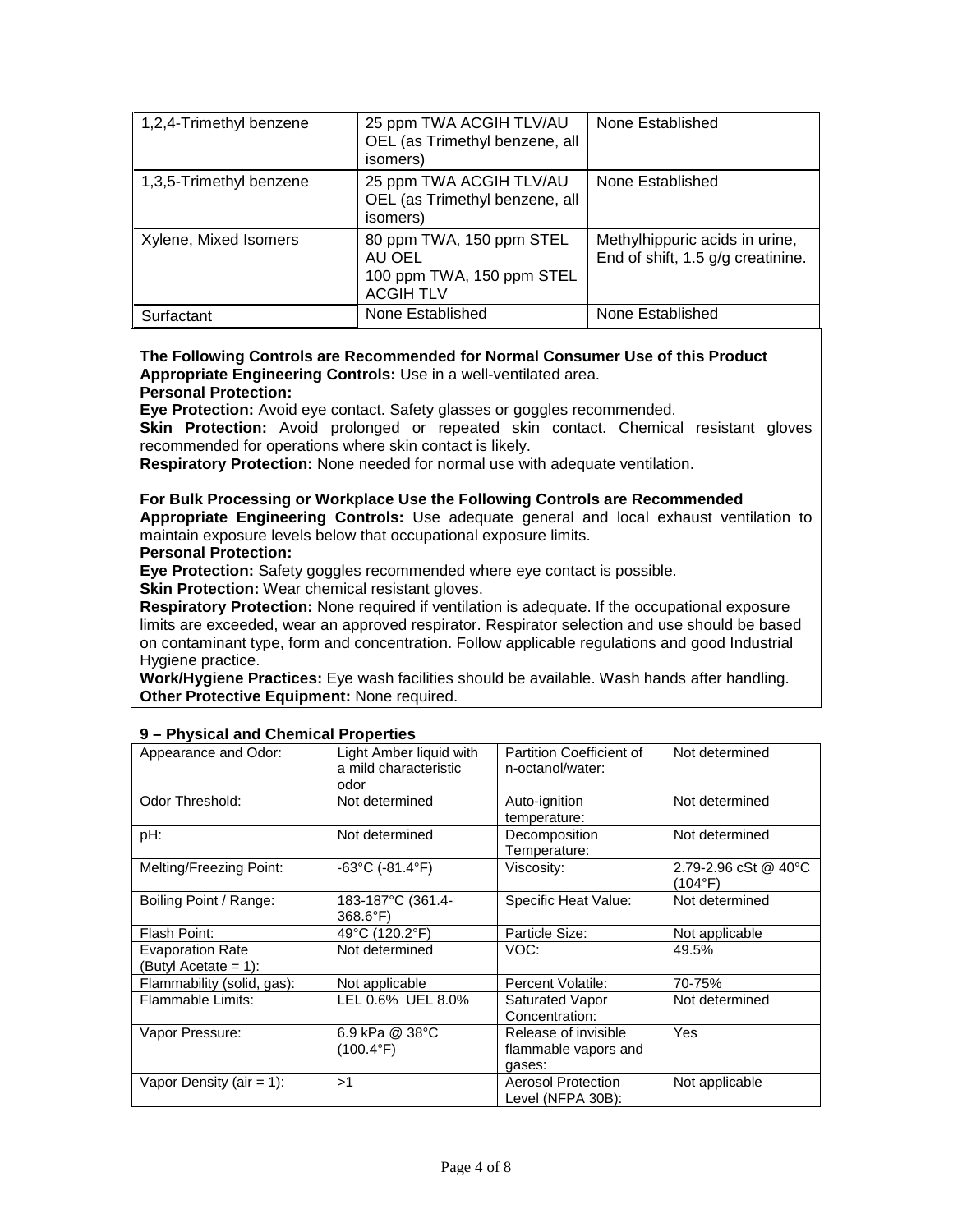| 1,2,4-Trimethyl benzene | 25 ppm TWA ACGIH TLV/AU OEL (as Trimethyl benzene, all isomers) | None Established |
|---|---|---|
| 1,3,5-Trimethyl benzene | 25 ppm TWA ACGIH TLV/AU OEL (as Trimethyl benzene, all isomers) | None Established |
| Xylene, Mixed Isomers | 80 ppm TWA, 150 ppm STEL AU OEL<br>100 ppm TWA, 150 ppm STEL ACGIH TLV | Methylhippuric acids in urine, End of shift, 1.5 g/g creatinine. |
| Surfactant | None Established | None Established |

**The Following Controls are Recommended for Normal Consumer Use of this Product**
**Appropriate Engineering Controls:** Use in a well-ventilated area.
**Personal Protection:**
**Eye Protection:** Avoid eye contact. Safety glasses or goggles recommended.
**Skin Protection:** Avoid prolonged or repeated skin contact. Chemical resistant gloves recommended for operations where skin contact is likely.
**Respiratory Protection:** None needed for normal use with adequate ventilation.

**For Bulk Processing or Workplace Use the Following Controls are Recommended**
**Appropriate Engineering Controls:** Use adequate general and local exhaust ventilation to maintain exposure levels below that occupational exposure limits.
**Personal Protection:**
**Eye Protection:** Safety goggles recommended where eye contact is possible.
**Skin Protection:** Wear chemical resistant gloves.
**Respiratory Protection:** None required if ventilation is adequate. If the occupational exposure limits are exceeded, wear an approved respirator. Respirator selection and use should be based on contaminant type, form and concentration. Follow applicable regulations and good Industrial Hygiene practice.
**Work/Hygiene Practices:** Eye wash facilities should be available. Wash hands after handling.
**Other Protective Equipment:** None required.

## 9 – Physical and Chemical Properties

| Appearance and Odor: | Light Amber liquid with a mild characteristic odor | Partition Coefficient of n-octanol/water: | Not determined |
|---|---|---|---|
| Odor Threshold: | Not determined | Auto-ignition temperature: | Not determined |
| pH: | Not determined | Decomposition Temperature: | Not determined |
| Melting/Freezing Point: | -63°C (-81.4°F) | Viscosity: | 2.79-2.96 cSt @ 40°C (104°F) |
| Boiling Point / Range: | 183-187°C (361.4-368.6°F) | Specific Heat Value: | Not determined |
| Flash Point: | 49°C (120.2°F) | Particle Size: | Not applicable |
| Evaporation Rate (Butyl Acetate = 1): | Not determined | VOC: | 49.5% |
| Flammability (solid, gas): | Not applicable | Percent Volatile: | 70-75% |
| Flammable Limits: | LEL 0.6% UEL 8.0% | Saturated Vapor Concentration: | Not determined |
| Vapor Pressure: | 6.9 kPa @ 38°C (100.4°F) | Release of invisible flammable vapors and gases: | Yes |
| Vapor Density (air = 1): | >1 | Aerosol Protection Level (NFPA 30B): | Not applicable |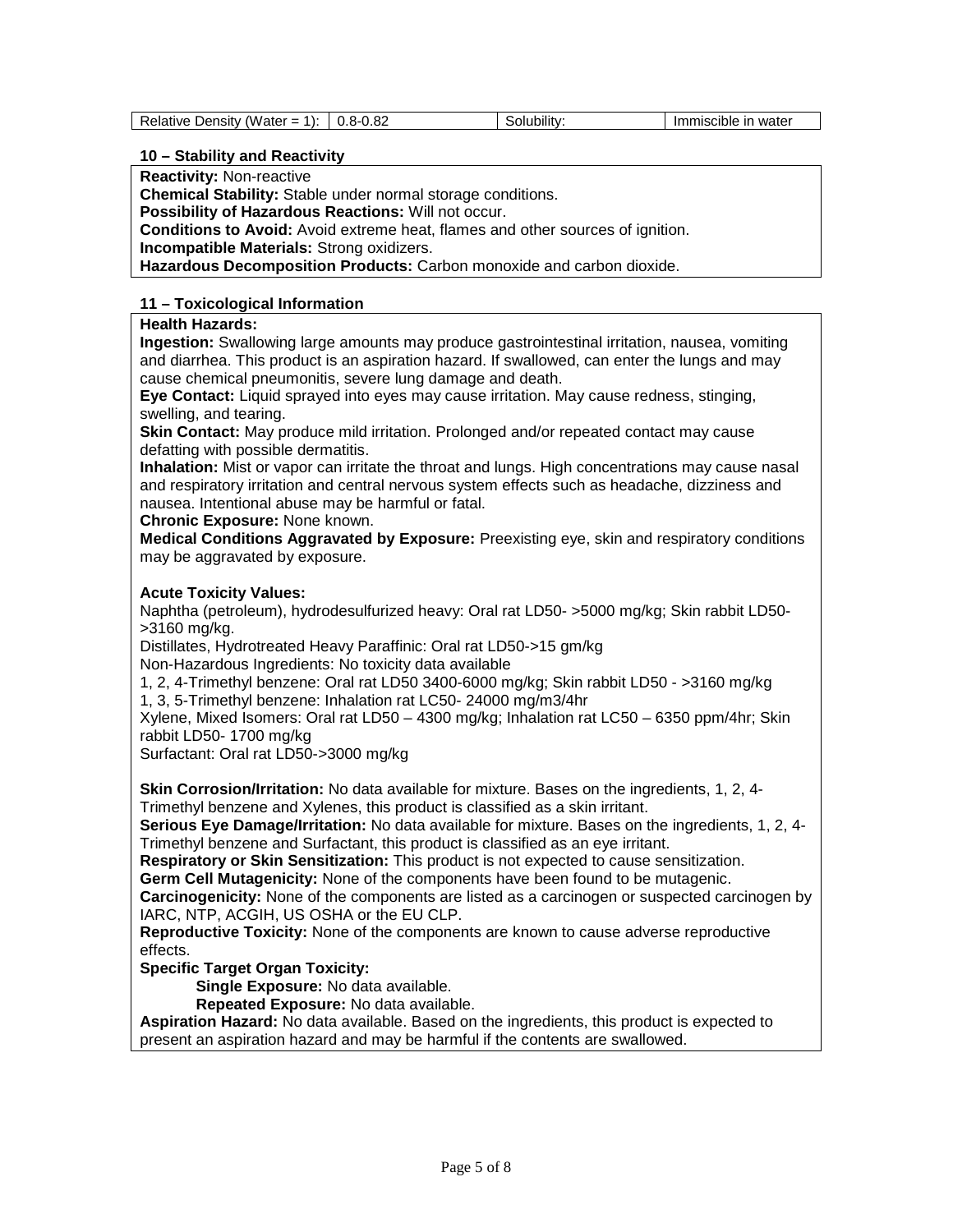| Relative Density (Water = 1): | 0.8-0.82 | Solubility: | Immiscible in water |
|---|---|---|---|

## 10 – Stability and Reactivity

**Reactivity:** Non-reactive
**Chemical Stability:** Stable under normal storage conditions.
**Possibility of Hazardous Reactions:** Will not occur.
**Conditions to Avoid:** Avoid extreme heat, flames and other sources of ignition.
**Incompatible Materials:** Strong oxidizers.
**Hazardous Decomposition Products:** Carbon monoxide and carbon dioxide.

## 11 – Toxicological Information

**Health Hazards:**
**Ingestion:** Swallowing large amounts may produce gastrointestinal irritation, nausea, vomiting and diarrhea. This product is an aspiration hazard. If swallowed, can enter the lungs and may cause chemical pneumonitis, severe lung damage and death.
**Eye Contact:** Liquid sprayed into eyes may cause irritation. May cause redness, stinging, swelling, and tearing.
**Skin Contact:** May produce mild irritation. Prolonged and/or repeated contact may cause defatting with possible dermatitis.
**Inhalation:** Mist or vapor can irritate the throat and lungs. High concentrations may cause nasal and respiratory irritation and central nervous system effects such as headache, dizziness and nausea. Intentional abuse may be harmful or fatal.
**Chronic Exposure:** None known.
**Medical Conditions Aggravated by Exposure:** Preexisting eye, skin and respiratory conditions may be aggravated by exposure.

**Acute Toxicity Values:**
Naphtha (petroleum), hydrodesulfurized heavy: Oral rat LD50- >5000 mg/kg; Skin rabbit LD50- >3160 mg/kg.
Distillates, Hydrotreated Heavy Paraffinic: Oral rat LD50->15 gm/kg
Non-Hazardous Ingredients: No toxicity data available
1, 2, 4-Trimethyl benzene: Oral rat LD50 3400-6000 mg/kg; Skin rabbit LD50 - >3160 mg/kg
1, 3, 5-Trimethyl benzene: Inhalation rat LC50- 24000 mg/m3/4hr
Xylene, Mixed Isomers: Oral rat LD50 – 4300 mg/kg; Inhalation rat LC50 – 6350 ppm/4hr; Skin rabbit LD50- 1700 mg/kg
Surfactant: Oral rat LD50->3000 mg/kg

**Skin Corrosion/Irritation:** No data available for mixture. Bases on the ingredients, 1, 2, 4-Trimethyl benzene and Xylenes, this product is classified as a skin irritant.
**Serious Eye Damage/Irritation:** No data available for mixture. Bases on the ingredients, 1, 2, 4-Trimethyl benzene and Surfactant, this product is classified as an eye irritant.
**Respiratory or Skin Sensitization:** This product is not expected to cause sensitization.
**Germ Cell Mutagenicity:** None of the components have been found to be mutagenic.
**Carcinogenicity:** None of the components are listed as a carcinogen or suspected carcinogen by IARC, NTP, ACGIH, US OSHA or the EU CLP.
**Reproductive Toxicity:** None of the components are known to cause adverse reproductive effects.
**Specific Target Organ Toxicity:**
  **Single Exposure:** No data available.
  **Repeated Exposure:** No data available.
**Aspiration Hazard:** No data available. Based on the ingredients, this product is expected to present an aspiration hazard and may be harmful if the contents are swallowed.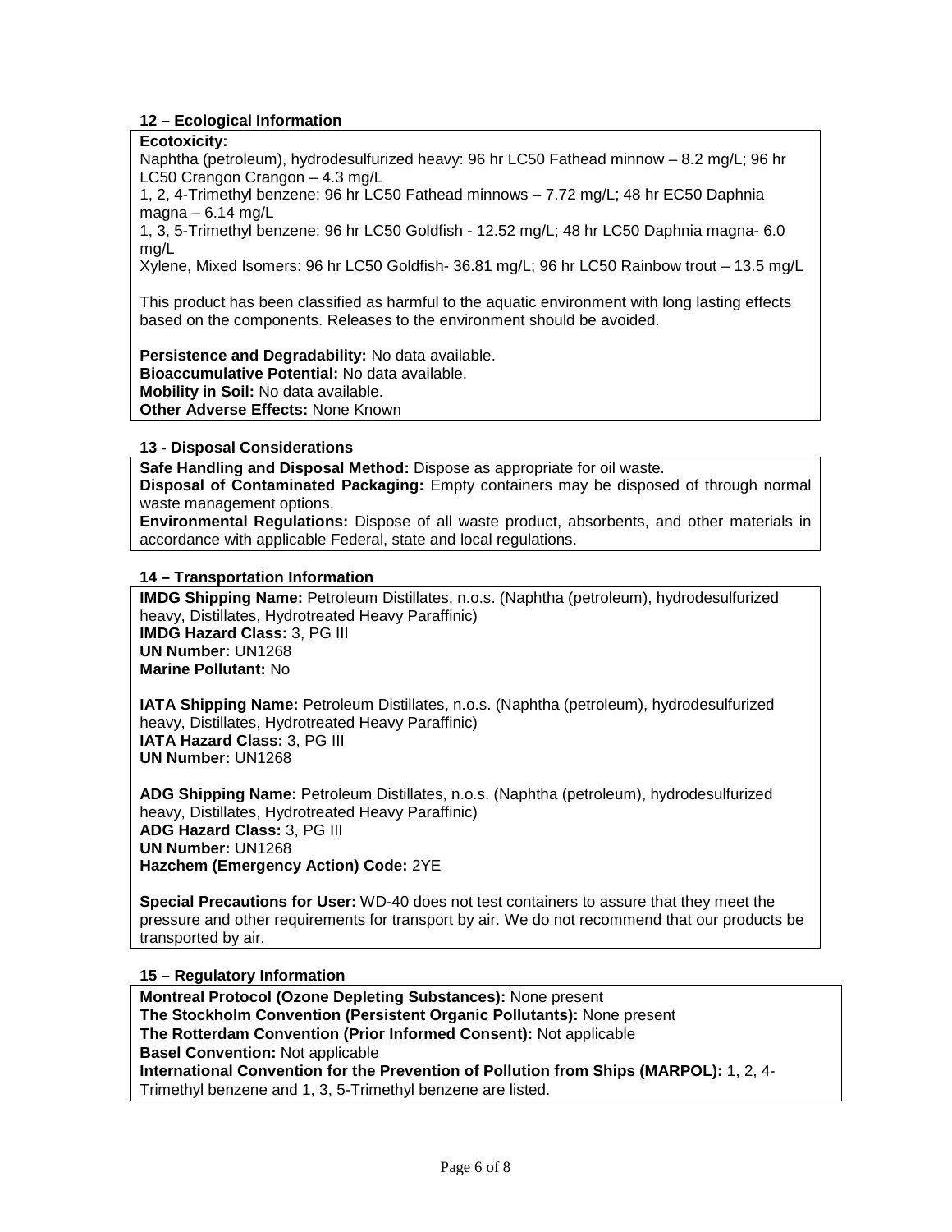### 12 – Ecological Information

**Ecotoxicity:**

Naphtha (petroleum), hydrodesulfurized heavy: 96 hr LC50 Fathead minnow – 8.2 mg/L; 96 hr LC50 Crangon Crangon – 4.3 mg/L

1, 2, 4-Trimethyl benzene: 96 hr LC50 Fathead minnows – 7.72 mg/L; 48 hr EC50 Daphnia magna – 6.14 mg/L

1, 3, 5-Trimethyl benzene: 96 hr LC50 Goldfish - 12.52 mg/L; 48 hr LC50 Daphnia magna- 6.0 mg/L

Xylene, Mixed Isomers: 96 hr LC50 Goldfish- 36.81 mg/L; 96 hr LC50 Rainbow trout – 13.5 mg/L

This product has been classified as harmful to the aquatic environment with long lasting effects based on the components. Releases to the environment should be avoided.

**Persistence and Degradability:** No data available.
**Bioaccumulative Potential:** No data available.
**Mobility in Soil:** No data available.
**Other Adverse Effects:** None Known

### 13 - Disposal Considerations

**Safe Handling and Disposal Method:** Dispose as appropriate for oil waste.
**Disposal of Contaminated Packaging:** Empty containers may be disposed of through normal waste management options.
**Environmental Regulations:** Dispose of all waste product, absorbents, and other materials in accordance with applicable Federal, state and local regulations.

### 14 – Transportation Information

**IMDG Shipping Name:** Petroleum Distillates, n.o.s. (Naphtha (petroleum), hydrodesulfurized heavy, Distillates, Hydrotreated Heavy Paraffinic)
**IMDG Hazard Class:** 3, PG III
**UN Number:** UN1268
**Marine Pollutant:** No

**IATA Shipping Name:** Petroleum Distillates, n.o.s. (Naphtha (petroleum), hydrodesulfurized heavy, Distillates, Hydrotreated Heavy Paraffinic)
**IATA Hazard Class:** 3, PG III
**UN Number:** UN1268

**ADG Shipping Name:** Petroleum Distillates, n.o.s. (Naphtha (petroleum), hydrodesulfurized heavy, Distillates, Hydrotreated Heavy Paraffinic)
**ADG Hazard Class:** 3, PG III
**UN Number:** UN1268
**Hazchem (Emergency Action) Code:** 2YE

**Special Precautions for User:** WD-40 does not test containers to assure that they meet the pressure and other requirements for transport by air. We do not recommend that our products be transported by air.

### 15 – Regulatory Information

**Montreal Protocol (Ozone Depleting Substances):** None present
**The Stockholm Convention (Persistent Organic Pollutants):** None present
**The Rotterdam Convention (Prior Informed Consent):** Not applicable
**Basel Convention:** Not applicable
**International Convention for the Prevention of Pollution from Ships (MARPOL):** 1, 2, 4-Trimethyl benzene and 1, 3, 5-Trimethyl benzene are listed.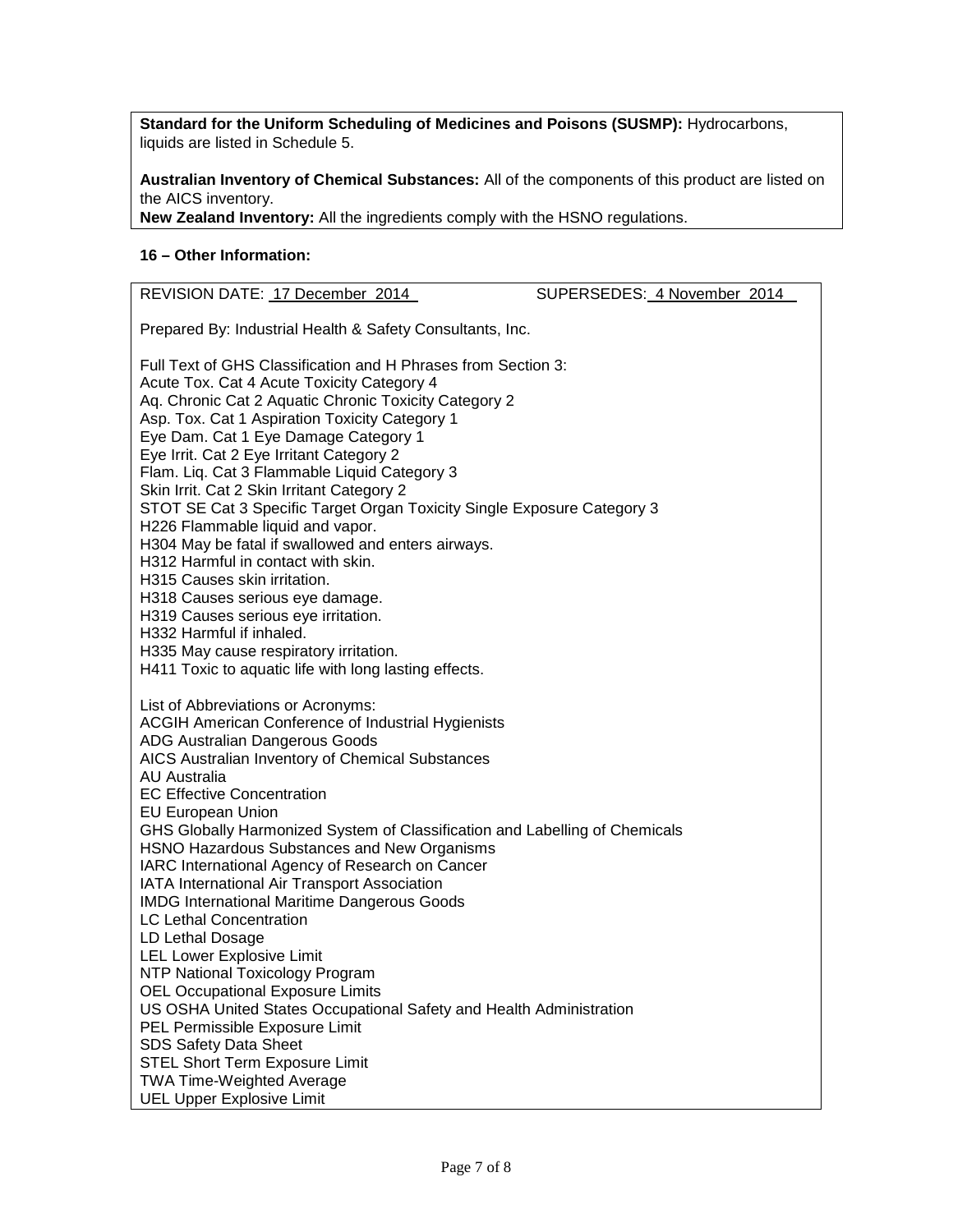**Standard for the Uniform Scheduling of Medicines and Poisons (SUSMP):** Hydrocarbons, liquids are listed in Schedule 5.

**Australian Inventory of Chemical Substances:** All of the components of this product are listed on the AICS inventory.
**New Zealand Inventory:** All the ingredients comply with the HSNO regulations.

**16 – Other Information:**

REVISION DATE: 17 December 2014 SUPERSEDES: 4 November 2014

Prepared By: Industrial Health & Safety Consultants, Inc.

Full Text of GHS Classification and H Phrases from Section 3:
Acute Tox. Cat 4 Acute Toxicity Category 4
Aq. Chronic Cat 2 Aquatic Chronic Toxicity Category 2
Asp. Tox. Cat 1 Aspiration Toxicity Category 1
Eye Dam. Cat 1 Eye Damage Category 1
Eye Irrit. Cat 2 Eye Irritant Category 2
Flam. Liq. Cat 3 Flammable Liquid Category 3
Skin Irrit. Cat 2 Skin Irritant Category 2
STOT SE Cat 3 Specific Target Organ Toxicity Single Exposure Category 3
H226 Flammable liquid and vapor.
H304 May be fatal if swallowed and enters airways.
H312 Harmful in contact with skin.
H315 Causes skin irritation.
H318 Causes serious eye damage.
H319 Causes serious eye irritation.
H332 Harmful if inhaled.
H335 May cause respiratory irritation.
H411 Toxic to aquatic life with long lasting effects.

List of Abbreviations or Acronyms:
ACGIH American Conference of Industrial Hygienists
ADG Australian Dangerous Goods
AICS Australian Inventory of Chemical Substances
AU Australia
EC Effective Concentration
EU European Union
GHS Globally Harmonized System of Classification and Labelling of Chemicals
HSNO Hazardous Substances and New Organisms
IARC International Agency of Research on Cancer
IATA International Air Transport Association
IMDG International Maritime Dangerous Goods
LC Lethal Concentration
LD Lethal Dosage
LEL Lower Explosive Limit
NTP National Toxicology Program
OEL Occupational Exposure Limits
US OSHA United States Occupational Safety and Health Administration
PEL Permissible Exposure Limit
SDS Safety Data Sheet
STEL Short Term Exposure Limit
TWA Time-Weighted Average
UEL Upper Explosive Limit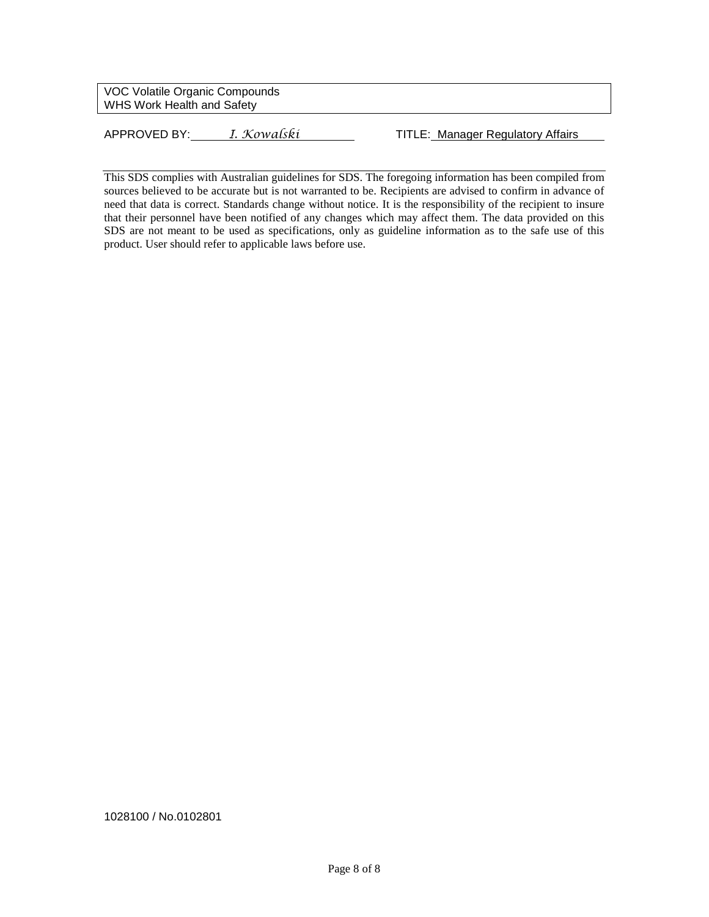| |
|---|
| VOC Volatile Organic Compounds<br>WHS Work Health and Safety |

APPROVED BY: *I. Kowalski* TITLE: Manager Regulatory Affairs

This SDS complies with Australian guidelines for SDS. The foregoing information has been compiled from sources believed to be accurate but is not warranted to be. Recipients are advised to confirm in advance of need that data is correct. Standards change without notice. It is the responsibility of the recipient to insure that their personnel have been notified of any changes which may affect them. The data provided on this SDS are not meant to be used as specifications, only as guideline information as to the safe use of this product. User should refer to applicable laws before use.

1028100 / No.0102801